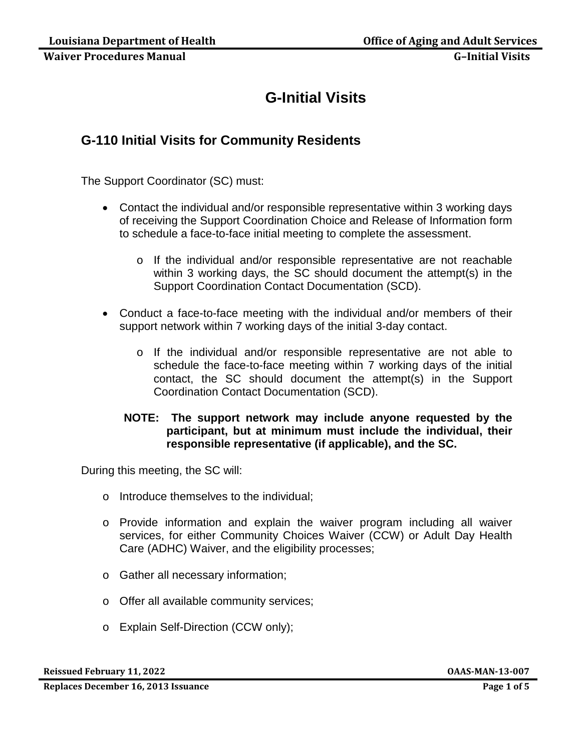# G-Initial Visits

## G-110 Initial Visits for Community Residents

The Support Coordinator (SC) must:

- Contact the individual and/or responsible representative within 3 working days of receiving the Support Coordination Choice and Release of Information form to schedule a face-to-face initial meeting to complete the assessment.
  - If the individual and/or responsible representative are not reachable within 3 working days, the SC should document the attempt(s) in the Support Coordination Contact Documentation (SCD).
- Conduct a face-to-face meeting with the individual and/or members of their support network within 7 working days of the initial 3-day contact.
  - If the individual and/or responsible representative are not able to schedule the face-to-face meeting within 7 working days of the initial contact, the SC should document the attempt(s) in the Support Coordination Contact Documentation (SCD).

**NOTE: The support network may include anyone requested by the participant, but at minimum must include the individual, their responsible representative (if applicable), and the SC.**

During this meeting, the SC will:

- Introduce themselves to the individual;
- Provide information and explain the waiver program including all waiver services, for either Community Choices Waiver (CCW) or Adult Day Health Care (ADHC) Waiver, and the eligibility processes;
- Gather all necessary information;
- Offer all available community services;
- Explain Self-Direction (CCW only);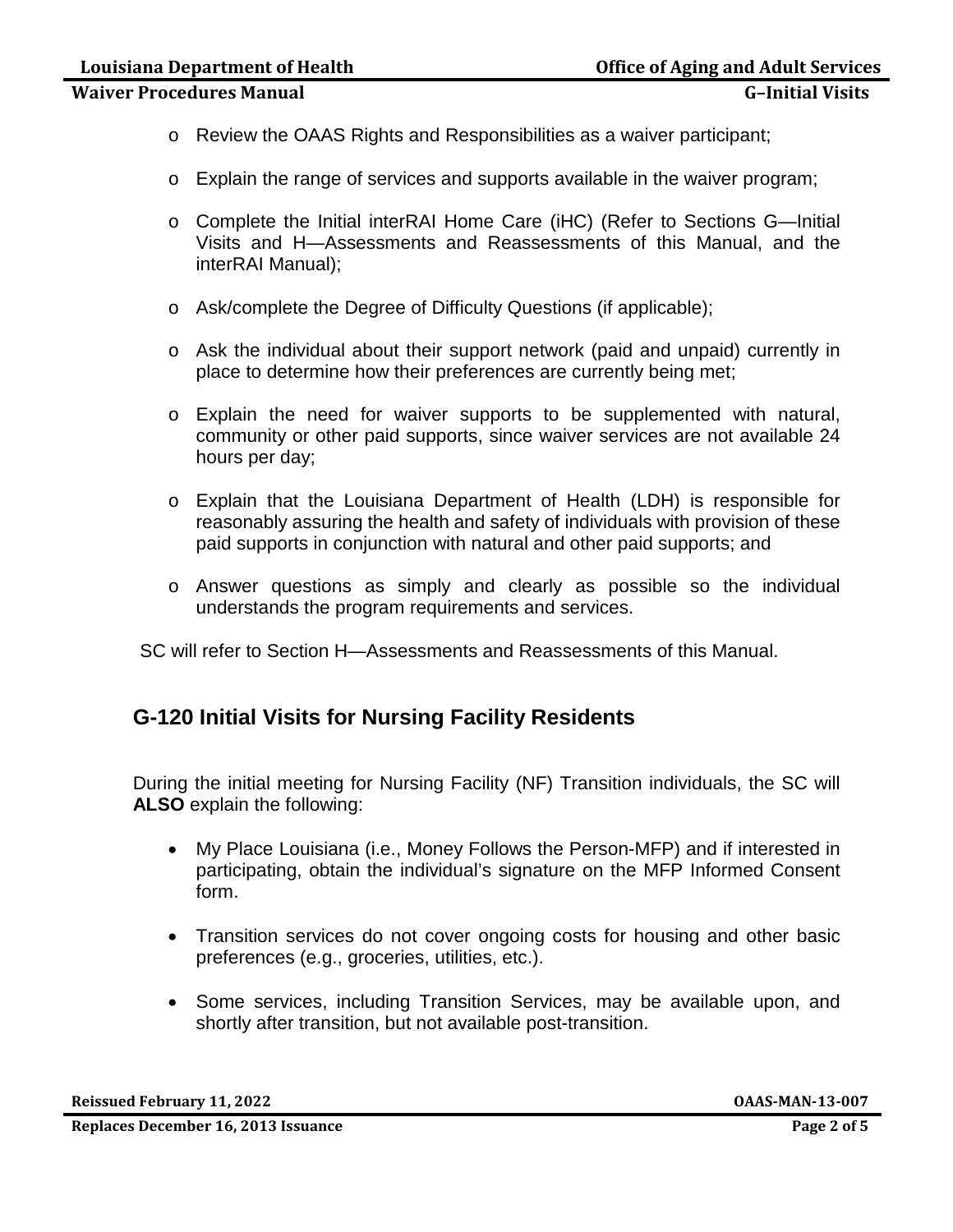- Review the OAAS Rights and Responsibilities as a waiver participant;
- Explain the range of services and supports available in the waiver program;
- Complete the Initial interRAI Home Care (iHC) (Refer to Sections G—Initial Visits and H—Assessments and Reassessments of this Manual, and the interRAI Manual);
- Ask/complete the Degree of Difficulty Questions (if applicable);
- Ask the individual about their support network (paid and unpaid) currently in place to determine how their preferences are currently being met;
- Explain the need for waiver supports to be supplemented with natural, community or other paid supports, since waiver services are not available 24 hours per day;
- Explain that the Louisiana Department of Health (LDH) is responsible for reasonably assuring the health and safety of individuals with provision of these paid supports in conjunction with natural and other paid supports; and
- Answer questions as simply and clearly as possible so the individual understands the program requirements and services.

SC will refer to Section H—Assessments and Reassessments of this Manual.

## G-120 Initial Visits for Nursing Facility Residents

During the initial meeting for Nursing Facility (NF) Transition individuals, the SC will **ALSO** explain the following:

- My Place Louisiana (i.e., Money Follows the Person-MFP) and if interested in participating, obtain the individual's signature on the MFP Informed Consent form.
- Transition services do not cover ongoing costs for housing and other basic preferences (e.g., groceries, utilities, etc.).
- Some services, including Transition Services, may be available upon, and shortly after transition, but not available post-transition.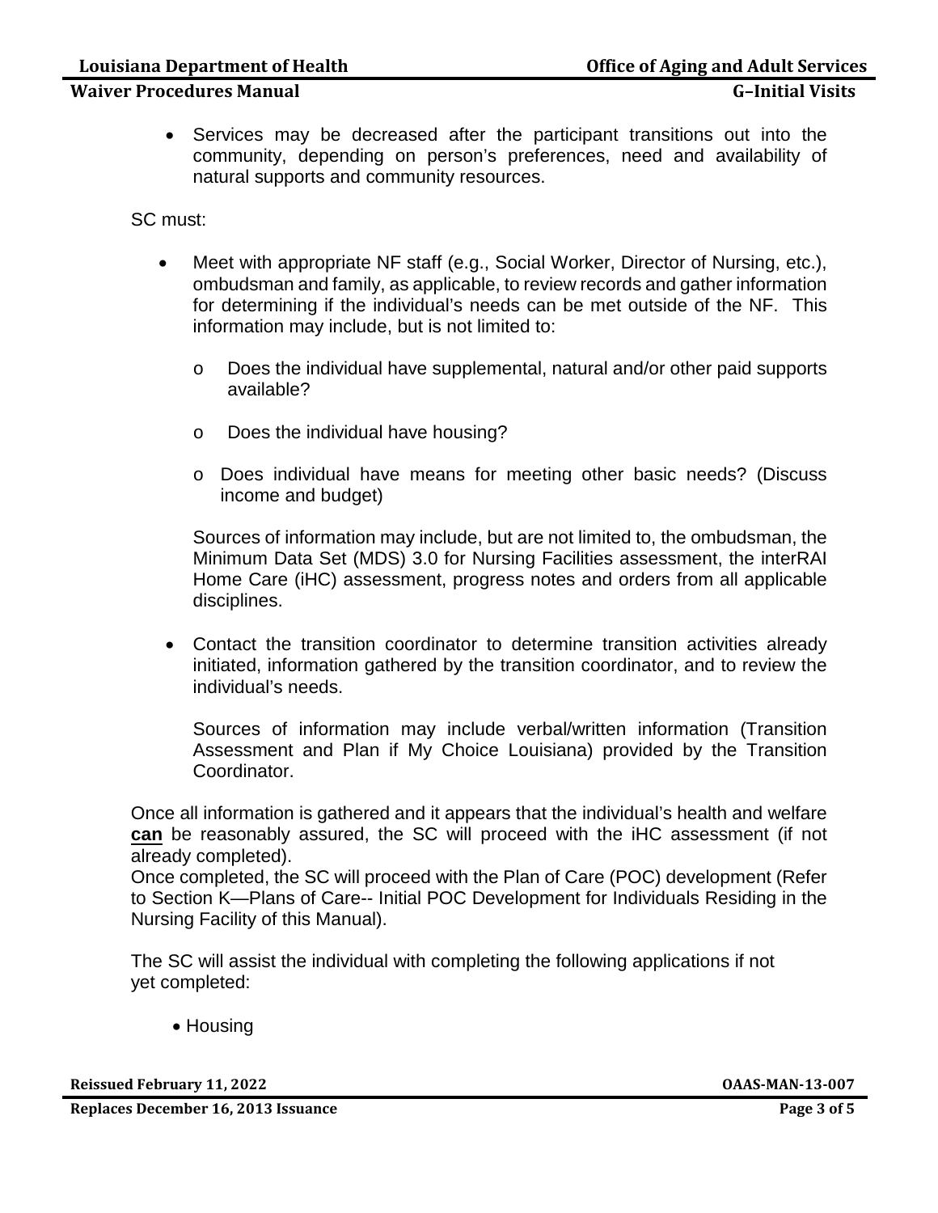- Services may be decreased after the participant transitions out into the community, depending on person's preferences, need and availability of natural supports and community resources.

SC must:

- Meet with appropriate NF staff (e.g., Social Worker, Director of Nursing, etc.), ombudsman and family, as applicable, to review records and gather information for determining if the individual's needs can be met outside of the NF. This information may include, but is not limited to:

    - Does the individual have supplemental, natural and/or other paid supports available?
    - Does the individual have housing?
    - Does individual have means for meeting other basic needs? (Discuss income and budget)

  Sources of information may include, but are not limited to, the ombudsman, the Minimum Data Set (MDS) 3.0 for Nursing Facilities assessment, the interRAI Home Care (iHC) assessment, progress notes and orders from all applicable disciplines.

- Contact the transition coordinator to determine transition activities already initiated, information gathered by the transition coordinator, and to review the individual's needs.

  Sources of information may include verbal/written information (Transition Assessment and Plan if My Choice Louisiana) provided by the Transition Coordinator.

Once all information is gathered and it appears that the individual's health and welfare **can** be reasonably assured, the SC will proceed with the iHC assessment (if not already completed).
Once completed, the SC will proceed with the Plan of Care (POC) development (Refer to Section K—Plans of Care-- Initial POC Development for Individuals Residing in the Nursing Facility of this Manual).

The SC will assist the individual with completing the following applications if not yet completed:

- Housing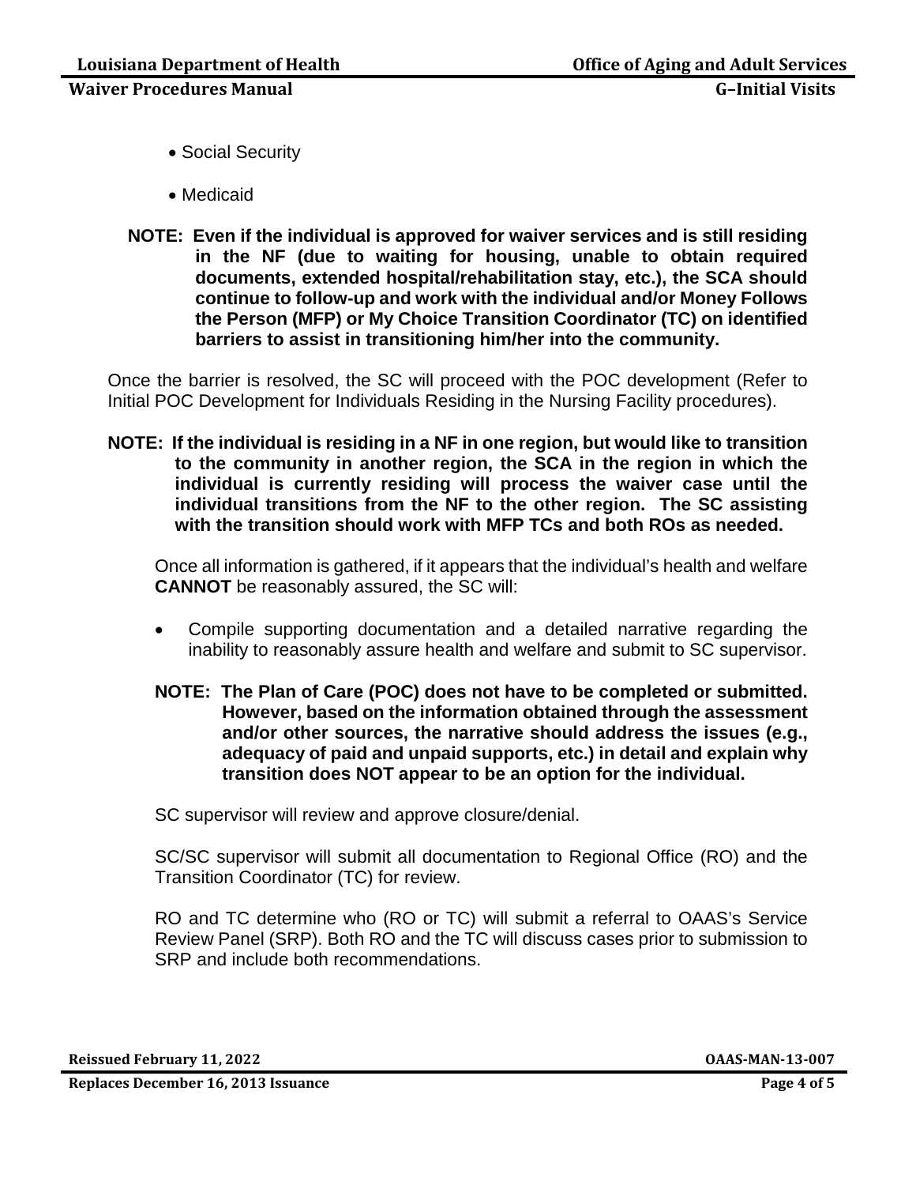- Social Security
- Medicaid

**NOTE: Even if the individual is approved for waiver services and is still residing in the NF (due to waiting for housing, unable to obtain required documents, extended hospital/rehabilitation stay, etc.), the SCA should continue to follow-up and work with the individual and/or Money Follows the Person (MFP) or My Choice Transition Coordinator (TC) on identified barriers to assist in transitioning him/her into the community.**

Once the barrier is resolved, the SC will proceed with the POC development (Refer to Initial POC Development for Individuals Residing in the Nursing Facility procedures).

**NOTE: If the individual is residing in a NF in one region, but would like to transition to the community in another region, the SCA in the region in which the individual is currently residing will process the waiver case until the individual transitions from the NF to the other region. The SC assisting with the transition should work with MFP TCs and both ROs as needed.**

Once all information is gathered, if it appears that the individual's health and welfare **CANNOT** be reasonably assured, the SC will:

- Compile supporting documentation and a detailed narrative regarding the inability to reasonably assure health and welfare and submit to SC supervisor.

**NOTE: The Plan of Care (POC) does not have to be completed or submitted. However, based on the information obtained through the assessment and/or other sources, the narrative should address the issues (e.g., adequacy of paid and unpaid supports, etc.) in detail and explain why transition does NOT appear to be an option for the individual.**

SC supervisor will review and approve closure/denial.

SC/SC supervisor will submit all documentation to Regional Office (RO) and the Transition Coordinator (TC) for review.

RO and TC determine who (RO or TC) will submit a referral to OAAS's Service Review Panel (SRP). Both RO and the TC will discuss cases prior to submission to SRP and include both recommendations.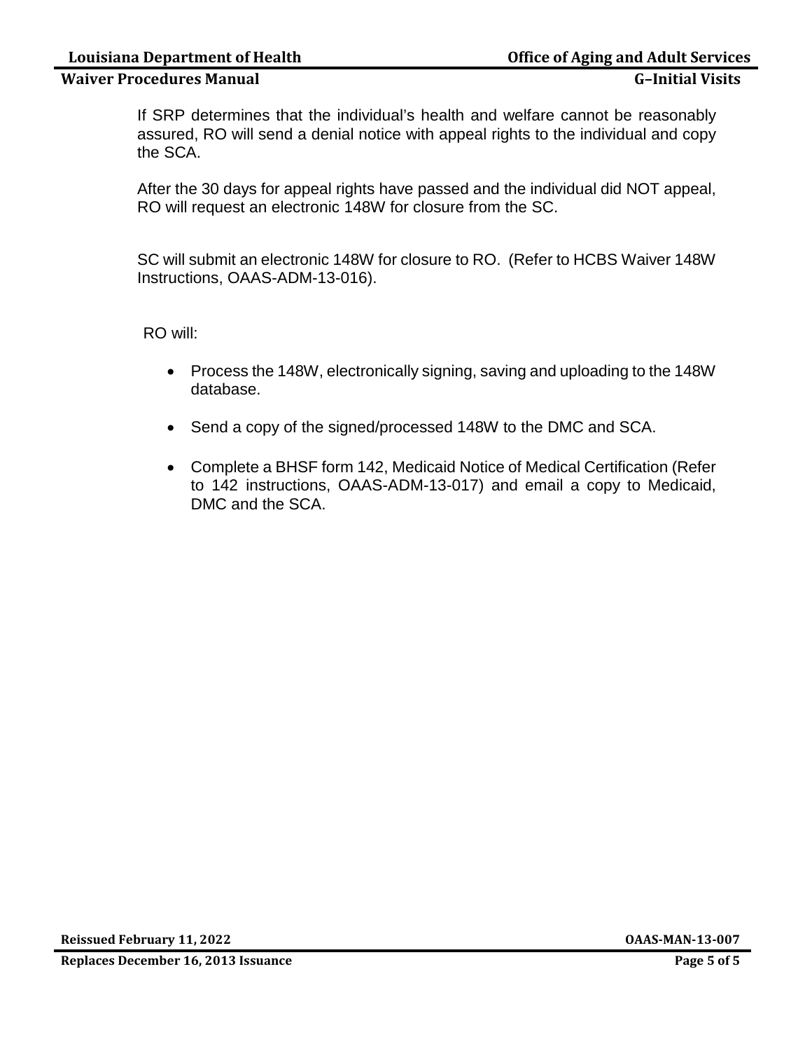If SRP determines that the individual's health and welfare cannot be reasonably assured, RO will send a denial notice with appeal rights to the individual and copy the SCA.

After the 30 days for appeal rights have passed and the individual did NOT appeal, RO will request an electronic 148W for closure from the SC.

SC will submit an electronic 148W for closure to RO. (Refer to HCBS Waiver 148W Instructions, OAAS-ADM-13-016).

RO will:

- Process the 148W, electronically signing, saving and uploading to the 148W database.
- Send a copy of the signed/processed 148W to the DMC and SCA.
- Complete a BHSF form 142, Medicaid Notice of Medical Certification (Refer to 142 instructions, OAAS-ADM-13-017) and email a copy to Medicaid, DMC and the SCA.